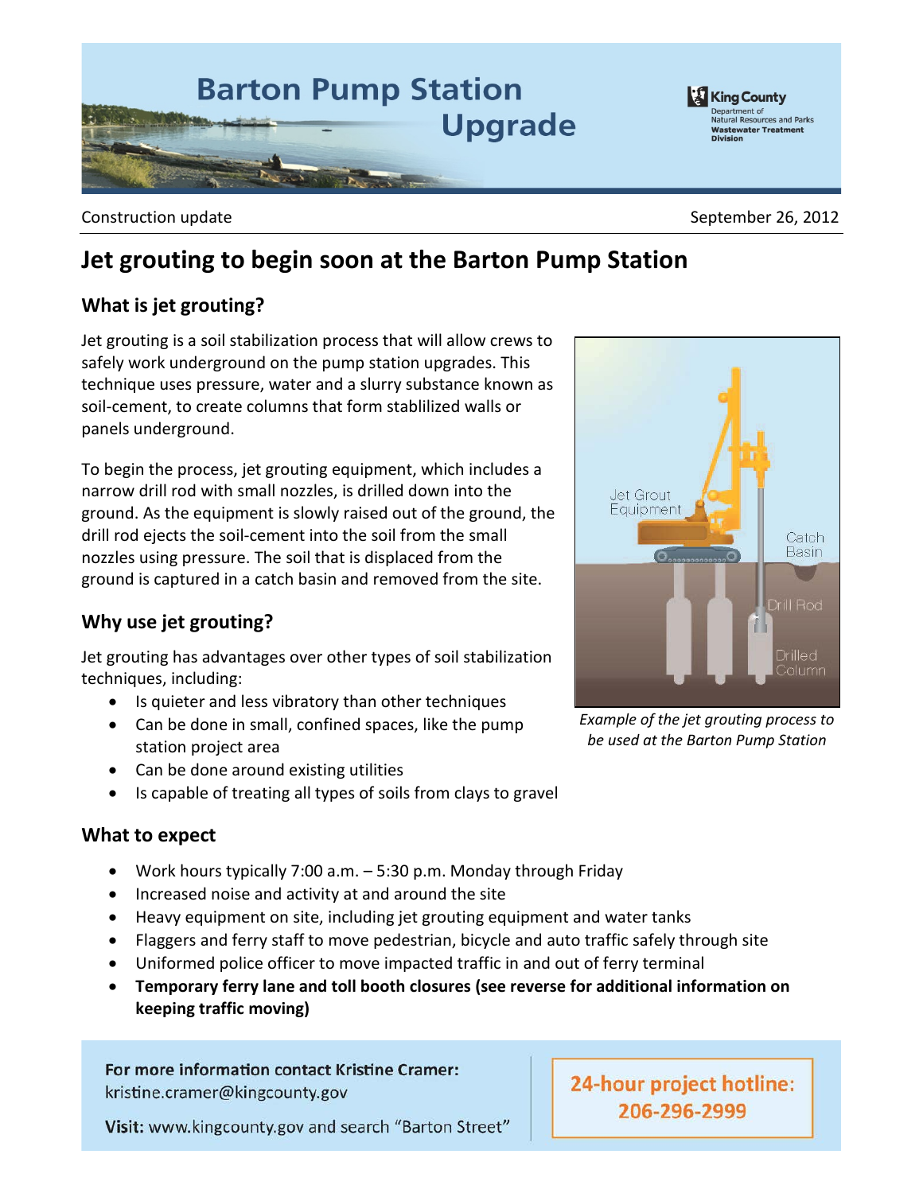# Barton Pump Station Upgrade

King County
Department of Natural Resources and Parks
Wastewater Treatment Division

Construction update | September 26, 2012

## Jet grouting to begin soon at the Barton Pump Station

### What is jet grouting?

Jet grouting is a soil stabilization process that will allow crews to safely work underground on the pump station upgrades. This technique uses pressure, water and a slurry substance known as soil-cement, to create columns that form stablilized walls or panels underground.

To begin the process, jet grouting equipment, which includes a narrow drill rod with small nozzles, is drilled down into the ground. As the equipment is slowly raised out of the ground, the drill rod ejects the soil-cement into the soil from the small nozzles using pressure. The soil that is displaced from the ground is captured in a catch basin and removed from the site.

*Example of the jet grouting process to be used at the Barton Pump Station*

### Why use jet grouting?

Jet grouting has advantages over other types of soil stabilization techniques, including:

- Is quieter and less vibratory than other techniques
- Can be done in small, confined spaces, like the pump station project area
- Can be done around existing utilities
- Is capable of treating all types of soils from clays to gravel

### What to expect

- Work hours typically 7:00 a.m. – 5:30 p.m. Monday through Friday
- Increased noise and activity at and around the site
- Heavy equipment on site, including jet grouting equipment and water tanks
- Flaggers and ferry staff to move pedestrian, bicycle and auto traffic safely through site
- Uniformed police officer to move impacted traffic in and out of ferry terminal
- **Temporary ferry lane and toll booth closures (see reverse for additional information on keeping traffic moving)**

**For more information contact Kristine Cramer:**
kristine.cramer@kingcounty.gov

**Visit:** www.kingcounty.gov and search "Barton Street"

**24-hour project hotline: 206-296-2999**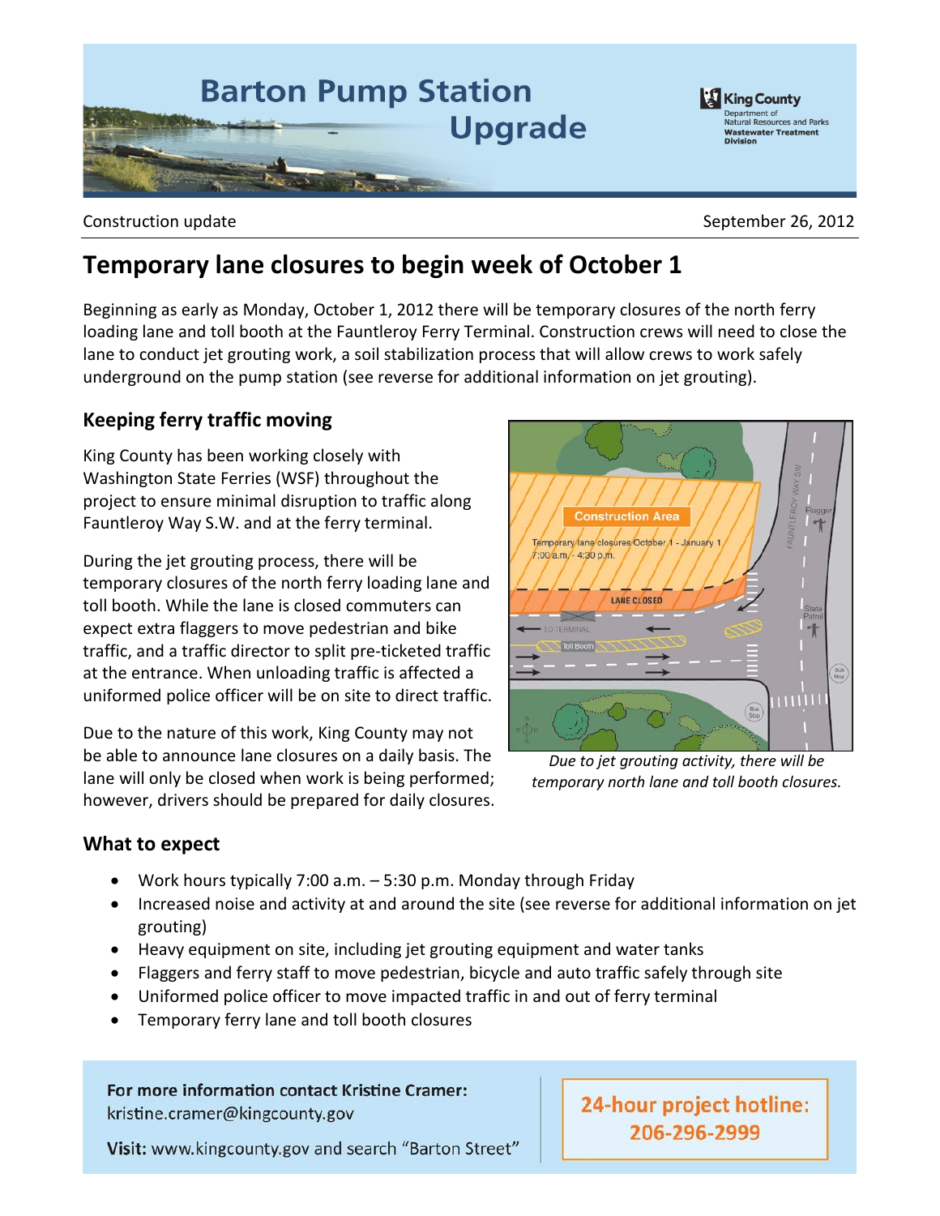# Barton Pump Station Upgrade

King County
Department of Natural Resources and Parks
Wastewater Treatment Division

Construction update September 26, 2012

## Temporary lane closures to begin week of October 1

Beginning as early as Monday, October 1, 2012 there will be temporary closures of the north ferry loading lane and toll booth at the Fauntleroy Ferry Terminal. Construction crews will need to close the lane to conduct jet grouting work, a soil stabilization process that will allow crews to work safely underground on the pump station (see reverse for additional information on jet grouting).

### Keeping ferry traffic moving

King County has been working closely with Washington State Ferries (WSF) throughout the project to ensure minimal disruption to traffic along Fauntleroy Way S.W. and at the ferry terminal.

During the jet grouting process, there will be temporary closures of the north ferry loading lane and toll booth. While the lane is closed commuters can expect extra flaggers to move pedestrian and bike traffic, and a traffic director to split pre-ticketed traffic at the entrance. When unloading traffic is affected a uniformed police officer will be on site to direct traffic.

Due to the nature of this work, King County may not be able to announce lane closures on a daily basis. The lane will only be closed when work is being performed; however, drivers should be prepared for daily closures.

Construction Area
Temporary lane closures October 1 - January 1
7:00 a.m. - 4:30 p.m.
LANE CLOSED
TO TERMINAL
Toll Booth
FAUNTLEROY WAY SW
Flagger
State Patrol
Bus Stop
Bus Stop

*Due to jet grouting activity, there will be temporary north lane and toll booth closures.*

### What to expect

- Work hours typically 7:00 a.m. – 5:30 p.m. Monday through Friday
- Increased noise and activity at and around the site (see reverse for additional information on jet grouting)
- Heavy equipment on site, including jet grouting equipment and water tanks
- Flaggers and ferry staff to move pedestrian, bicycle and auto traffic safely through site
- Uniformed police officer to move impacted traffic in and out of ferry terminal
- Temporary ferry lane and toll booth closures

**For more information contact Kristine Cramer:**
kristine.cramer@kingcounty.gov

**Visit:** www.kingcounty.gov and search "Barton Street"

**24-hour project hotline: 206-296-2999**